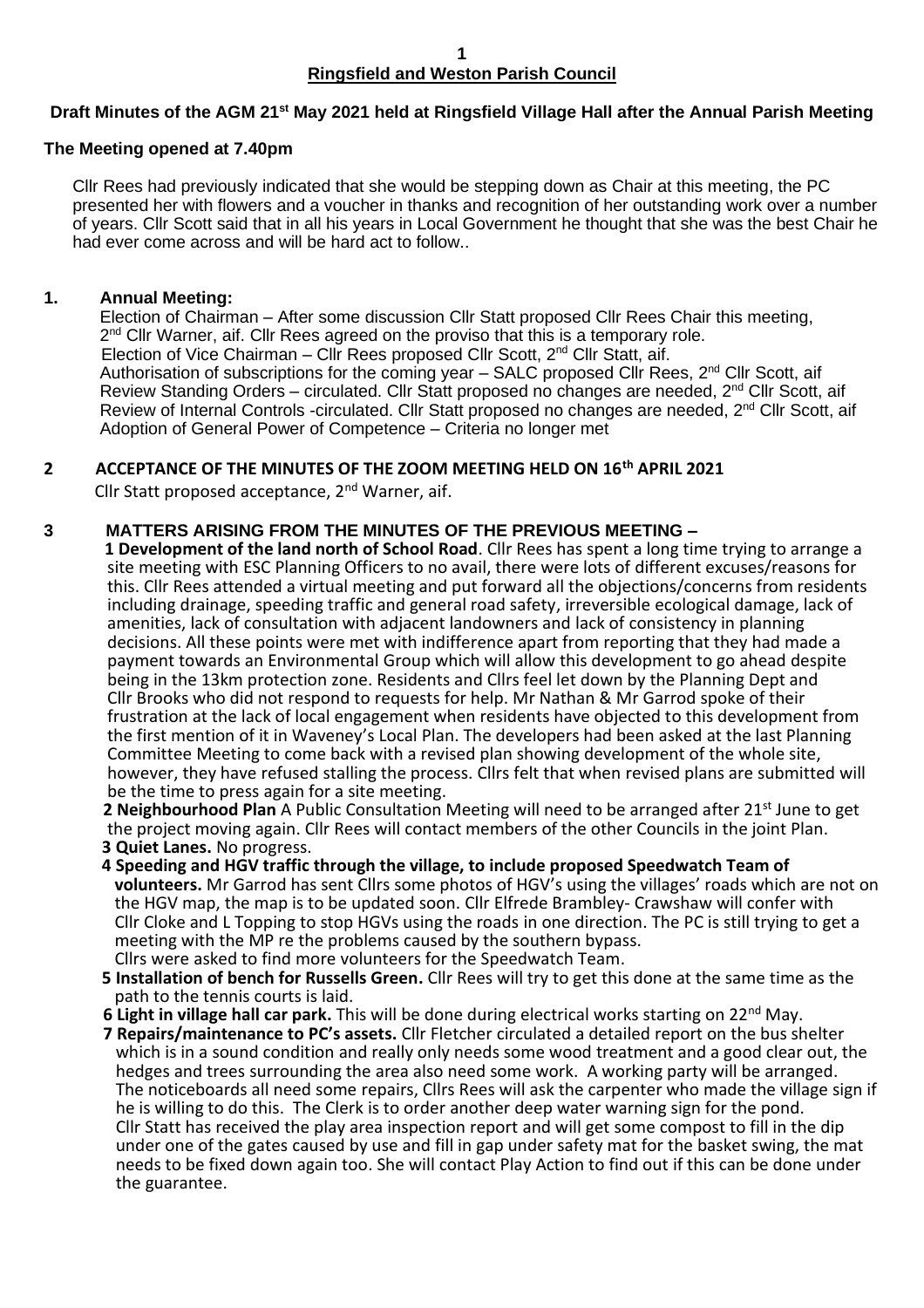# Ringsfield and Weston Parish Council

**Draft Minutes of the AGM 21st May 2021 held at Ringsfield Village Hall after the Annual Parish Meeting**

**The Meeting opened at 7.40pm**

Cllr Rees had previously indicated that she would be stepping down as Chair at this meeting, the PC presented her with flowers and a voucher in thanks and recognition of her outstanding work over a number of years. Cllr Scott said that in all his years in Local Government he thought that she was the best Chair he had ever come across and will be hard act to follow..

## 1. Annual Meeting:

Election of Chairman – After some discussion Cllr Statt proposed Cllr Rees Chair this meeting, 2nd Cllr Warner, aif. Cllr Rees agreed on the proviso that this is a temporary role.
Election of Vice Chairman – Cllr Rees proposed Cllr Scott, 2nd Cllr Statt, aif.
Authorisation of subscriptions for the coming year – SALC proposed Cllr Rees, 2nd Cllr Scott, aif
Review Standing Orders – circulated. Cllr Statt proposed no changes are needed, 2nd Cllr Scott, aif
Review of Internal Controls -circulated. Cllr Statt proposed no changes are needed, 2nd Cllr Scott, aif
Adoption of General Power of Competence – Criteria no longer met

## 2 ACCEPTANCE OF THE MINUTES OF THE ZOOM MEETING HELD ON 16th APRIL 2021

Cllr Statt proposed acceptance, 2nd Warner, aif.

## 3 MATTERS ARISING FROM THE MINUTES OF THE PREVIOUS MEETING –

**1 Development of the land north of School Road**. Cllr Rees has spent a long time trying to arrange a site meeting with ESC Planning Officers to no avail, there were lots of different excuses/reasons for this. Cllr Rees attended a virtual meeting and put forward all the objections/concerns from residents including drainage, speeding traffic and general road safety, irreversible ecological damage, lack of amenities, lack of consultation with adjacent landowners and lack of consistency in planning decisions. All these points were met with indifference apart from reporting that they had made a payment towards an Environmental Group which will allow this development to go ahead despite being in the 13km protection zone. Residents and Cllrs feel let down by the Planning Dept and Cllr Brooks who did not respond to requests for help. Mr Nathan & Mr Garrod spoke of their frustration at the lack of local engagement when residents have objected to this development from the first mention of it in Waveney's Local Plan. The developers had been asked at the last Planning Committee Meeting to come back with a revised plan showing development of the whole site, however, they have refused stalling the process. Cllrs felt that when revised plans are submitted will be the time to press again for a site meeting.

**2 Neighbourhood Plan** A Public Consultation Meeting will need to be arranged after 21st June to get the project moving again. Cllr Rees will contact members of the other Councils in the joint Plan.

**3 Quiet Lanes.** No progress.

**4 Speeding and HGV traffic through the village, to include proposed Speedwatch Team of volunteers.** Mr Garrod has sent Cllrs some photos of HGV's using the villages' roads which are not on the HGV map, the map is to be updated soon. Cllr Elfrede Brambley- Crawshaw will confer with Cllr Cloke and L Topping to stop HGVs using the roads in one direction. The PC is still trying to get a meeting with the MP re the problems caused by the southern bypass.
Cllrs were asked to find more volunteers for the Speedwatch Team.

**5 Installation of bench for Russells Green.** Cllr Rees will try to get this done at the same time as the path to the tennis courts is laid.

**6 Light in village hall car park.** This will be done during electrical works starting on 22nd May.

**7 Repairs/maintenance to PC's assets.** Cllr Fletcher circulated a detailed report on the bus shelter which is in a sound condition and really only needs some wood treatment and a good clear out, the hedges and trees surrounding the area also need some work. A working party will be arranged. The noticeboards all need some repairs, Cllrs Rees will ask the carpenter who made the village sign if he is willing to do this. The Clerk is to order another deep water warning sign for the pond.
Cllr Statt has received the play area inspection report and will get some compost to fill in the dip under one of the gates caused by use and fill in gap under safety mat for the basket swing, the mat needs to be fixed down again too. She will contact Play Action to find out if this can be done under the guarantee.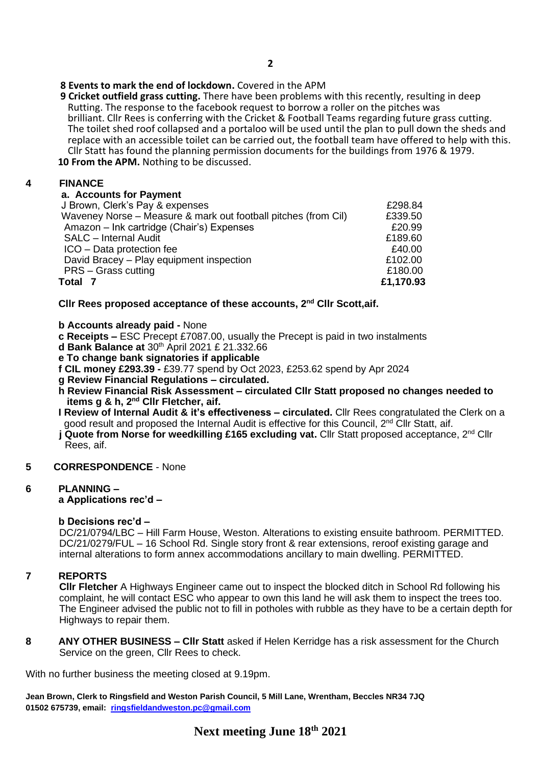**8 Events to mark the end of lockdown.** Covered in the APM

**9 Cricket outfield grass cutting.** There have been problems with this recently, resulting in deep Rutting. The response to the facebook request to borrow a roller on the pitches was brilliant. Cllr Rees is conferring with the Cricket & Football Teams regarding future grass cutting. The toilet shed roof collapsed and a portaloo will be used until the plan to pull down the sheds and replace with an accessible toilet can be carried out, the football team have offered to help with this. Cllr Statt has found the planning permission documents for the buildings from 1976 & 1979.

**10 From the APM.** Nothing to be discussed.

## 4 FINANCE

**a. Accounts for Payment**

| | |
|---|---|
| J Brown, Clerk's Pay & expenses | £298.84 |
| Waveney Norse – Measure & mark out football pitches (from Cil) | £339.50 |
| Amazon – Ink cartridge (Chair's) Expenses | £20.99 |
| SALC – Internal Audit | £189.60 |
| ICO – Data protection fee | £40.00 |
| David Bracey – Play equipment inspection | £102.00 |
| PRS – Grass cutting | £180.00 |
| **Total 7** | **£1,170.93** |

**Cllr Rees proposed acceptance of these accounts, 2nd Cllr Scott,aif.**

**b Accounts already paid -** None

**c Receipts –** ESC Precept £7087.00, usually the Precept is paid in two instalments

**d Bank Balance at** 30th April 2021 £ 21.332.66

**e To change bank signatories if applicable**

**f CIL money £293.39 -** £39.77 spend by Oct 2023, £253.62 spend by Apr 2024

**g Review Financial Regulations – circulated.**

**h Review Financial Risk Assessment – circulated Cllr Statt proposed no changes needed to items g & h, 2nd Cllr Fletcher, aif.**

**I Review of Internal Audit & it's effectiveness – circulated.** Cllr Rees congratulated the Clerk on a good result and proposed the Internal Audit is effective for this Council, 2nd Cllr Statt, aif.

**j Quote from Norse for weedkilling £165 excluding vat.** Cllr Statt proposed acceptance, 2nd Cllr Rees, aif.

## 5 CORRESPONDENCE - None

## 6 PLANNING –

**a Applications rec'd –**

**b Decisions rec'd –**

DC/21/0794/LBC – Hill Farm House, Weston. Alterations to existing ensuite bathroom. PERMITTED.
DC/21/0279/FUL – 16 School Rd. Single story front & rear extensions, reroof existing garage and internal alterations to form annex accommodations ancillary to main dwelling. PERMITTED.

## 7 REPORTS

**Cllr Fletcher** A Highways Engineer came out to inspect the blocked ditch in School Rd following his complaint, he will contact ESC who appear to own this land he will ask them to inspect the trees too. The Engineer advised the public not to fill in potholes with rubble as they have to be a certain depth for Highways to repair them.

## 8 ANY OTHER BUSINESS – Cllr Statt asked if Helen Kerridge has a risk assessment for the Church Service on the green, Cllr Rees to check.

With no further business the meeting closed at 9.19pm.

**Jean Brown, Clerk to Ringsfield and Weston Parish Council, 5 Mill Lane, Wrentham, Beccles NR34 7JQ**
**01502 675739, email: ringsfieldandweston.pc@gmail.com**

**Next meeting June 18th 2021**